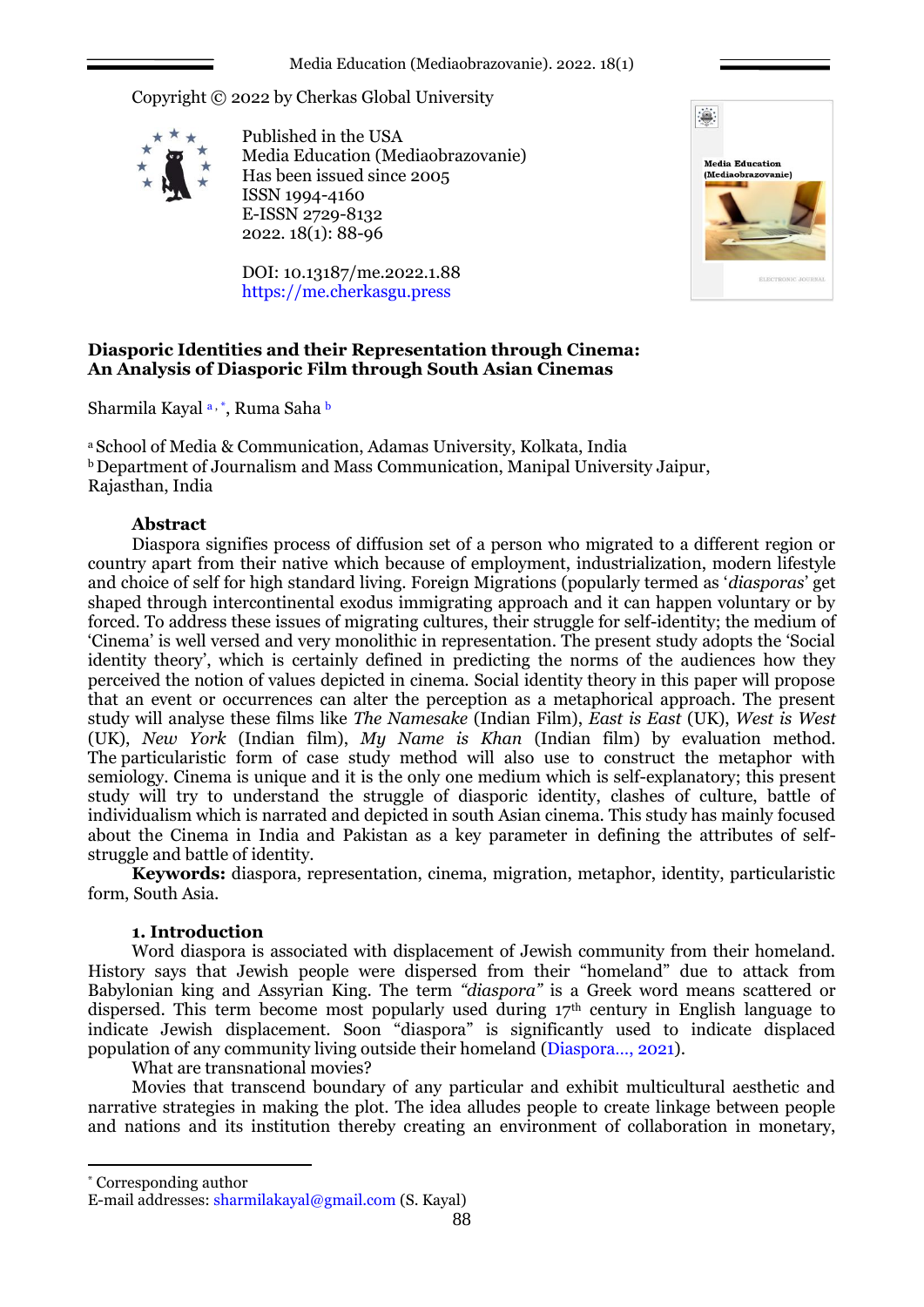Copyright © 2022 by Cherkas Global University

Published in the USA
Media Education (Mediaobrazovanie)
Has been issued since 2005
ISSN 1994-4160
E-ISSN 2729-8132
2022. 18(1): 88-96

DOI: 10.13187/me.2022.1.88
https://me.cherkasgu.press

# Diasporic Identities and their Representation through Cinema: An Analysis of Diasporic Film through South Asian Cinemas

Sharmila Kayal [a, *], Ruma Saha [b]

[a] School of Media & Communication, Adamas University, Kolkata, India
[b] Department of Journalism and Mass Communication, Manipal University Jaipur, Rajasthan, India

## Abstract

Diaspora signifies process of diffusion set of a person who migrated to a different region or country apart from their native which because of employment, industrialization, modern lifestyle and choice of self for high standard living. Foreign Migrations (popularly termed as '*diasporas*' get shaped through intercontinental exodus immigrating approach and it can happen voluntary or by forced. To address these issues of migrating cultures, their struggle for self-identity; the medium of 'Cinema' is well versed and very monolithic in representation. The present study adopts the 'Social identity theory', which is certainly defined in predicting the norms of the audiences how they perceived the notion of values depicted in cinema. Social identity theory in this paper will propose that an event or occurrences can alter the perception as a metaphorical approach. The present study will analyse these films like *The Namesake* (Indian Film), *East is East* (UK), *West is West* (UK), *New York* (Indian film), *My Name is Khan* (Indian film) by evaluation method. The particularistic form of case study method will also use to construct the metaphor with semiology. Cinema is unique and it is the only one medium which is self-explanatory; this present study will try to understand the struggle of diasporic identity, clashes of culture, battle of individualism which is narrated and depicted in south Asian cinema. This study has mainly focused about the Cinema in India and Pakistan as a key parameter in defining the attributes of self-struggle and battle of identity.

**Keywords:** diaspora, representation, cinema, migration, metaphor, identity, particularistic form, South Asia.

## 1. Introduction

Word diaspora is associated with displacement of Jewish community from their homeland. History says that Jewish people were dispersed from their "homeland" due to attack from Babylonian king and Assyrian King. The term *"diaspora"* is a Greek word means scattered or dispersed. This term become most popularly used during 17th century in English language to indicate Jewish displacement. Soon "diaspora" is significantly used to indicate displaced population of any community living outside their homeland (Diaspora..., 2021).

What are transnational movies?

Movies that transcend boundary of any particular and exhibit multicultural aesthetic and narrative strategies in making the plot. The idea alludes people to create linkage between people and nations and its institution thereby creating an environment of collaboration in monetary,

---

[*] Corresponding author
E-mail addresses: sharmilakayal@gmail.com (S. Kayal)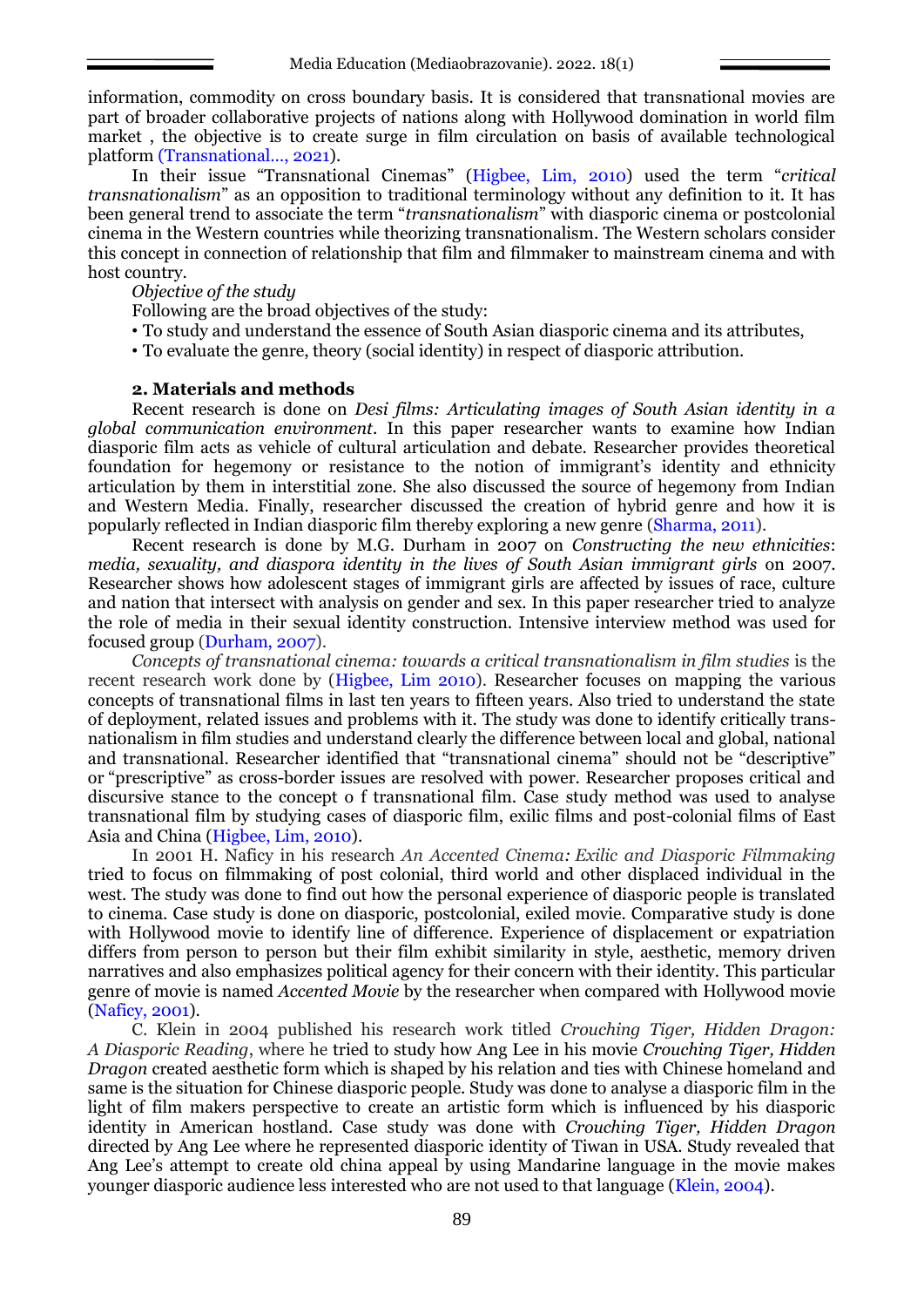information, commodity on cross boundary basis. It is considered that transnational movies are part of broader collaborative projects of nations along with Hollywood domination in world film market , the objective is to create surge in film circulation on basis of available technological platform (Transnational…, 2021).

In their issue "Transnational Cinemas" (Higbee, Lim, 2010) used the term "*critical transnationalism*" as an opposition to traditional terminology without any definition to it. It has been general trend to associate the term "*transnationalism*" with diasporic cinema or postcolonial cinema in the Western countries while theorizing transnationalism. The Western scholars consider this concept in connection of relationship that film and filmmaker to mainstream cinema and with host country.

*Objective of the study*

Following are the broad objectives of the study:

- To study and understand the essence of South Asian diasporic cinema and its attributes,
- To evaluate the genre, theory (social identity) in respect of diasporic attribution.

## 2. Materials and methods

Recent research is done on *Desi films: Articulating images of South Asian identity in a global communication environment*. In this paper researcher wants to examine how Indian diasporic film acts as vehicle of cultural articulation and debate. Researcher provides theoretical foundation for hegemony or resistance to the notion of immigrant's identity and ethnicity articulation by them in interstitial zone. She also discussed the source of hegemony from Indian and Western Media. Finally, researcher discussed the creation of hybrid genre and how it is popularly reflected in Indian diasporic film thereby exploring a new genre (Sharma, 2011).

Recent research is done by M.G. Durham in 2007 on *Constructing the new ethnicities: media, sexuality, and diaspora identity in the lives of South Asian immigrant girls* on 2007. Researcher shows how adolescent stages of immigrant girls are affected by issues of race, culture and nation that intersect with analysis on gender and sex. In this paper researcher tried to analyze the role of media in their sexual identity construction. Intensive interview method was used for focused group (Durham, 2007).

*Concepts of transnational cinema: towards a critical transnationalism in film studies* is the recent research work done by (Higbee, Lim 2010). Researcher focuses on mapping the various concepts of transnational films in last ten years to fifteen years. Also tried to understand the state of deployment, related issues and problems with it. The study was done to identify critically transnationalism in film studies and understand clearly the difference between local and global, national and transnational. Researcher identified that "transnational cinema" should not be "descriptive" or "prescriptive" as cross-border issues are resolved with power. Researcher proposes critical and discursive stance to the concept o f transnational film. Case study method was used to analyse transnational film by studying cases of diasporic film, exilic films and post-colonial films of East Asia and China (Higbee, Lim, 2010).

In 2001 H. Naficy in his research *An Accented Cinema: Exilic and Diasporic Filmmaking* tried to focus on filmmaking of post colonial, third world and other displaced individual in the west. The study was done to find out how the personal experience of diasporic people is translated to cinema. Case study is done on diasporic, postcolonial, exiled movie. Comparative study is done with Hollywood movie to identify line of difference. Experience of displacement or expatriation differs from person to person but their film exhibit similarity in style, aesthetic, memory driven narratives and also emphasizes political agency for their concern with their identity. This particular genre of movie is named *Accented Movie* by the researcher when compared with Hollywood movie (Naficy, 2001).

C. Klein in 2004 published his research work titled *Crouching Tiger, Hidden Dragon: A Diasporic Reading*, where he tried to study how Ang Lee in his movie *Crouching Tiger, Hidden Dragon* created aesthetic form which is shaped by his relation and ties with Chinese homeland and same is the situation for Chinese diasporic people. Study was done to analyse a diasporic film in the light of film makers perspective to create an artistic form which is influenced by his diasporic identity in American hostland. Case study was done with *Crouching Tiger, Hidden Dragon* directed by Ang Lee where he represented diasporic identity of Tiwan in USA. Study revealed that Ang Lee's attempt to create old china appeal by using Mandarine language in the movie makes younger diasporic audience less interested who are not used to that language (Klein, 2004).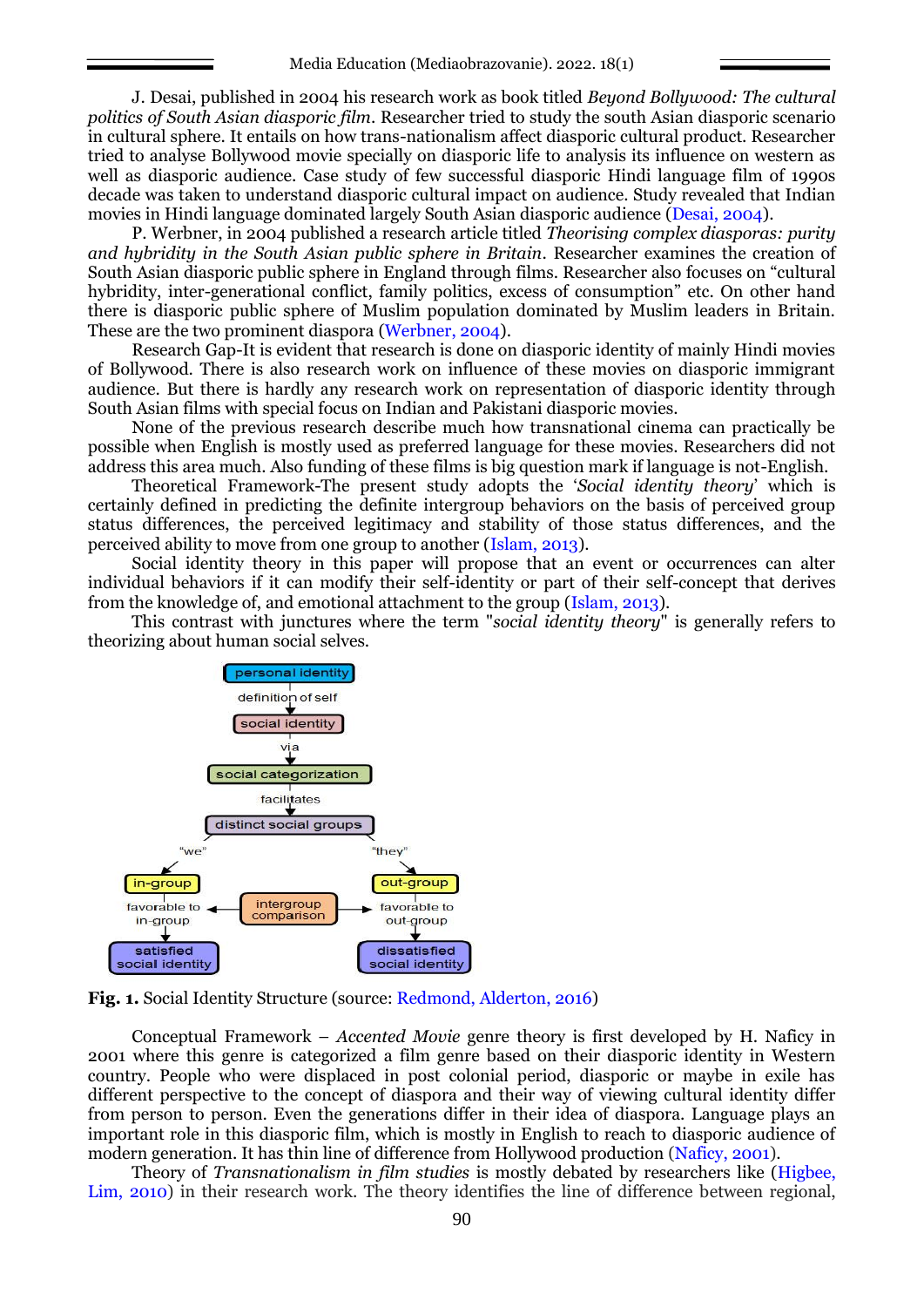J. Desai, published in 2004 his research work as book titled *Beyond Bollywood: The cultural politics of South Asian diasporic film*. Researcher tried to study the south Asian diasporic scenario in cultural sphere. It entails on how trans-nationalism affect diasporic cultural product. Researcher tried to analyse Bollywood movie specially on diasporic life to analysis its influence on western as well as diasporic audience. Case study of few successful diasporic Hindi language film of 1990s decade was taken to understand diasporic cultural impact on audience. Study revealed that Indian movies in Hindi language dominated largely South Asian diasporic audience (Desai, 2004).

P. Werbner, in 2004 published a research article titled *Theorising complex diasporas: purity and hybridity in the South Asian public sphere in Britain*. Researcher examines the creation of South Asian diasporic public sphere in England through films. Researcher also focuses on "cultural hybridity, inter-generational conflict, family politics, excess of consumption" etc. On other hand there is diasporic public sphere of Muslim population dominated by Muslim leaders in Britain. These are the two prominent diaspora (Werbner, 2004).

Research Gap-It is evident that research is done on diasporic identity of mainly Hindi movies of Bollywood. There is also research work on influence of these movies on diasporic immigrant audience. But there is hardly any research work on representation of diasporic identity through South Asian films with special focus on Indian and Pakistani diasporic movies.

None of the previous research describe much how transnational cinema can practically be possible when English is mostly used as preferred language for these movies. Researchers did not address this area much. Also funding of these films is big question mark if language is not-English.

Theoretical Framework-The present study adopts the '*Social identity theory*' which is certainly defined in predicting the definite intergroup behaviors on the basis of perceived group status differences, the perceived legitimacy and stability of those status differences, and the perceived ability to move from one group to another (Islam, 2013).

Social identity theory in this paper will propose that an event or occurrences can alter individual behaviors if it can modify their self-identity or part of their self-concept that derives from the knowledge of, and emotional attachment to the group (Islam, 2013).

This contrast with junctures where the term "*social identity theory*" is generally refers to theorizing about human social selves.

**Fig. 1.** Social Identity Structure (source: Redmond, Alderton, 2016)

Conceptual Framework – *Accented Movie* genre theory is first developed by H. Naficy in 2001 where this genre is categorized a film genre based on their diasporic identity in Western country. People who were displaced in post colonial period, diasporic or maybe in exile has different perspective to the concept of diaspora and their way of viewing cultural identity differ from person to person. Even the generations differ in their idea of diaspora. Language plays an important role in this diasporic film, which is mostly in English to reach to diasporic audience of modern generation. It has thin line of difference from Hollywood production (Naficy, 2001).

Theory of *Transnationalism in film studies* is mostly debated by researchers like (Higbee, Lim, 2010) in their research work. The theory identifies the line of difference between regional,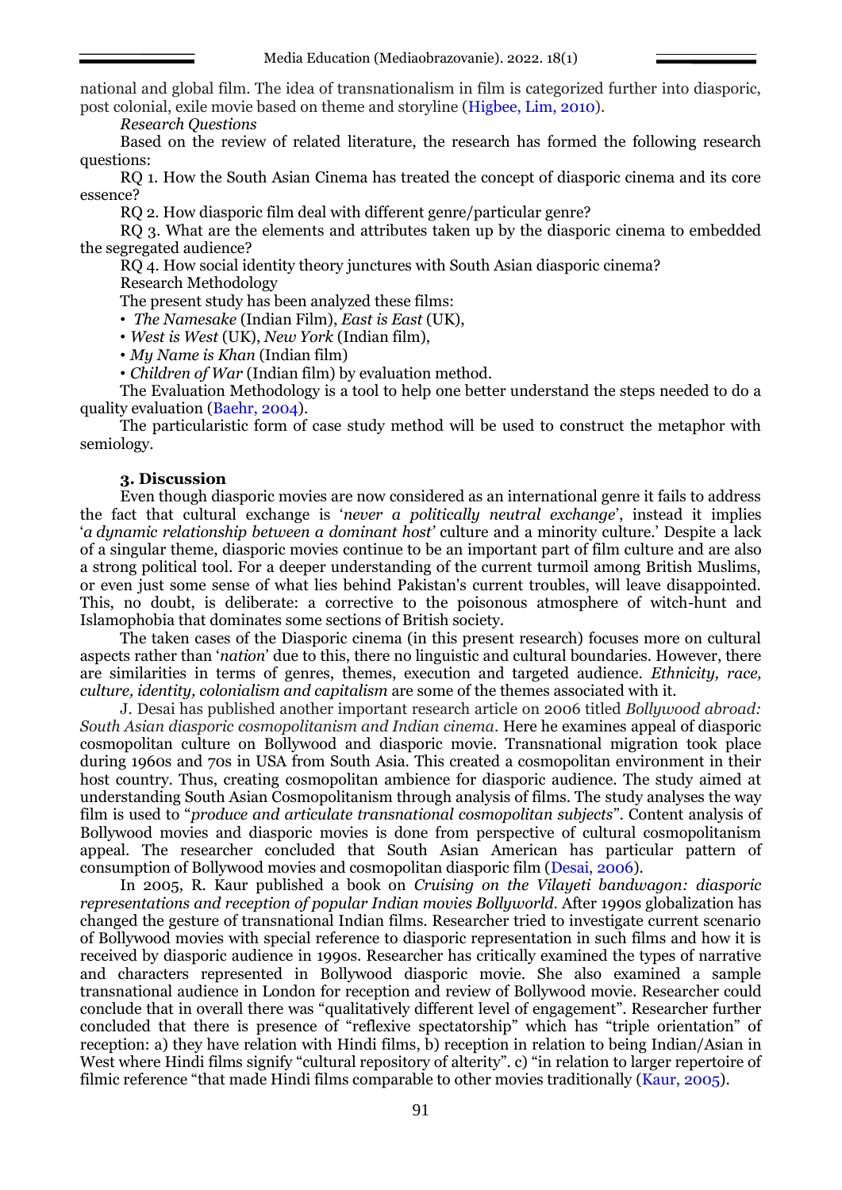national and global film. The idea of transnationalism in film is categorized further into diasporic, post colonial, exile movie based on theme and storyline (Higbee, Lim, 2010).

*Research Questions*

Based on the review of related literature, the research has formed the following research questions:

RQ 1. How the South Asian Cinema has treated the concept of diasporic cinema and its core essence?

RQ 2. How diasporic film deal with different genre/particular genre?

RQ 3. What are the elements and attributes taken up by the diasporic cinema to embedded the segregated audience?

RQ 4. How social identity theory junctures with South Asian diasporic cinema?

Research Methodology

The present study has been analyzed these films:

- *The Namesake* (Indian Film), *East is East* (UK),
- *West is West* (UK), *New York* (Indian film),
- *My Name is Khan* (Indian film)
- *Children of War* (Indian film) by evaluation method.

The Evaluation Methodology is a tool to help one better understand the steps needed to do a quality evaluation (Baehr, 2004).

The particularistic form of case study method will be used to construct the metaphor with semiology.

### 3. Discussion

Even though diasporic movies are now considered as an international genre it fails to address the fact that cultural exchange is '*never a politically neutral exchange*', instead it implies '*a dynamic relationship between a dominant host'* culture and a minority culture.' Despite a lack of a singular theme, diasporic movies continue to be an important part of film culture and are also a strong political tool. For a deeper understanding of the current turmoil among British Muslims, or even just some sense of what lies behind Pakistan's current troubles, will leave disappointed. This, no doubt, is deliberate: a corrective to the poisonous atmosphere of witch-hunt and Islamophobia that dominates some sections of British society.

The taken cases of the Diasporic cinema (in this present research) focuses more on cultural aspects rather than '*nation*' due to this, there no linguistic and cultural boundaries. However, there are similarities in terms of genres, themes, execution and targeted audience. *Ethnicity, race, culture, identity, colonialism and capitalism* are some of the themes associated with it.

J. Desai has published another important research article on 2006 titled *Bollywood abroad: South Asian diasporic cosmopolitanism and Indian cinema*. Here he examines appeal of diasporic cosmopolitan culture on Bollywood and diasporic movie. Transnational migration took place during 1960s and 70s in USA from South Asia. This created a cosmopolitan environment in their host country. Thus, creating cosmopolitan ambience for diasporic audience. The study aimed at understanding South Asian Cosmopolitanism through analysis of films. The study analyses the way film is used to "*produce and articulate transnational cosmopolitan subjects*". Content analysis of Bollywood movies and diasporic movies is done from perspective of cultural cosmopolitanism appeal. The researcher concluded that South Asian American has particular pattern of consumption of Bollywood movies and cosmopolitan diasporic film (Desai, 2006).

In 2005, R. Kaur published a book on *Cruising on the Vilayeti bandwagon: diasporic representations and reception of popular Indian movies Bollyworld.* After 1990s globalization has changed the gesture of transnational Indian films. Researcher tried to investigate current scenario of Bollywood movies with special reference to diasporic representation in such films and how it is received by diasporic audience in 1990s. Researcher has critically examined the types of narrative and characters represented in Bollywood diasporic movie. She also examined a sample transnational audience in London for reception and review of Bollywood movie. Researcher could conclude that in overall there was "qualitatively different level of engagement". Researcher further concluded that there is presence of "reflexive spectatorship" which has "triple orientation" of reception: a) they have relation with Hindi films, b) reception in relation to being Indian/Asian in West where Hindi films signify "cultural repository of alterity". c) "in relation to larger repertoire of filmic reference "that made Hindi films comparable to other movies traditionally (Kaur, 2005).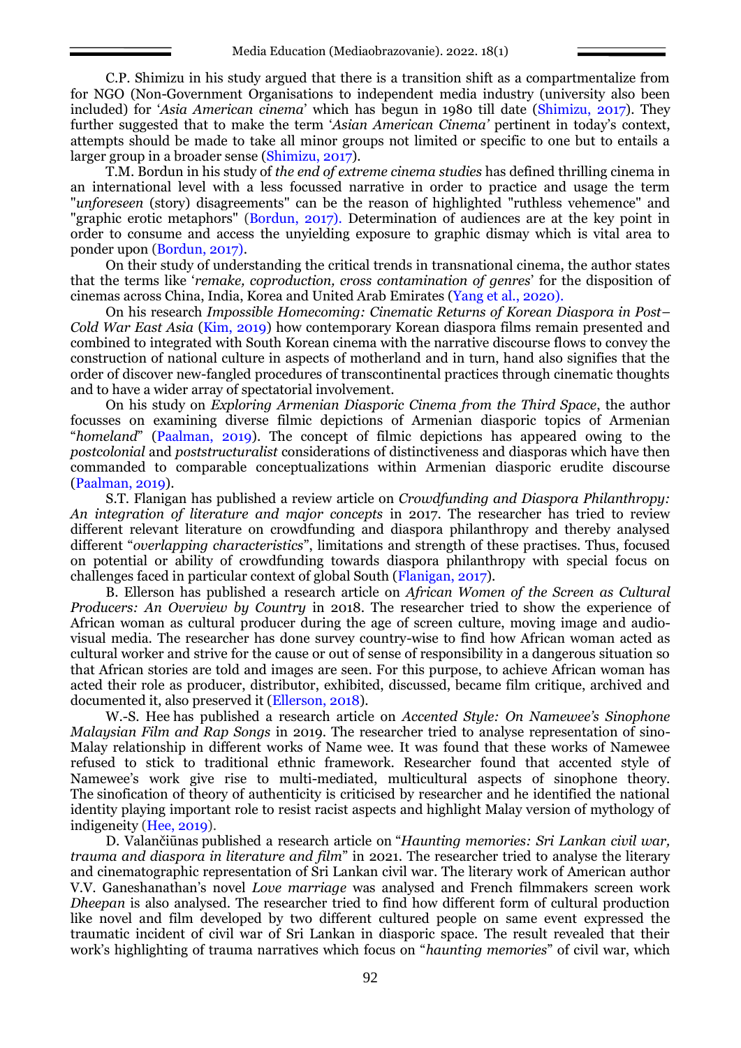C.P. Shimizu in his study argued that there is a transition shift as a compartmentalize from for NGO (Non-Government Organisations to independent media industry (university also been included) for '*Asia American cinema*' which has begun in 1980 till date (Shimizu, 2017). They further suggested that to make the term '*Asian American Cinema'* pertinent in today's context, attempts should be made to take all minor groups not limited or specific to one but to entails a larger group in a broader sense (Shimizu, 2017).

T.M. Bordun in his study of *the end of extreme cinema studies* has defined thrilling cinema in an international level with a less focussed narrative in order to practice and usage the term "*unforeseen* (story) disagreements" can be the reason of highlighted "ruthless vehemence" and "graphic erotic metaphors" (Bordun, 2017). Determination of audiences are at the key point in order to consume and access the unyielding exposure to graphic dismay which is vital area to ponder upon (Bordun, 2017).

On their study of understanding the critical trends in transnational cinema, the author states that the terms like '*remake, coproduction, cross contamination of genres*' for the disposition of cinemas across China, India, Korea and United Arab Emirates (Yang et al., 2020).

On his research *Impossible Homecoming: Cinematic Returns of Korean Diaspora in Post–Cold War East Asia* (Kim, 2019) how contemporary Korean diaspora films remain presented and combined to integrated with South Korean cinema with the narrative discourse flows to convey the construction of national culture in aspects of motherland and in turn, hand also signifies that the order of discover new-fangled procedures of transcontinental practices through cinematic thoughts and to have a wider array of spectatorial involvement.

On his study on *Exploring Armenian Diasporic Cinema from the Third Space*, the author focusses on examining diverse filmic depictions of Armenian diasporic topics of Armenian "*homeland*" (Paalman, 2019). The concept of filmic depictions has appeared owing to the *postcolonial* and *poststructuralist* considerations of distinctiveness and diasporas which have then commanded to comparable conceptualizations within Armenian diasporic erudite discourse (Paalman, 2019).

S.T. Flanigan has published a review article on *Crowdfunding and Diaspora Philanthropy: An integration of literature and major concepts* in 2017. The researcher has tried to review different relevant literature on crowdfunding and diaspora philanthropy and thereby analysed different "*overlapping characteristics*", limitations and strength of these practises. Thus, focused on potential or ability of crowdfunding towards diaspora philanthropy with special focus on challenges faced in particular context of global South (Flanigan, 2017).

B. Ellerson has published a research article on *African Women of the Screen as Cultural Producers: An Overview by Country* in 2018. The researcher tried to show the experience of African woman as cultural producer during the age of screen culture, moving image and audio-visual media. The researcher has done survey country-wise to find how African woman acted as cultural worker and strive for the cause or out of sense of responsibility in a dangerous situation so that African stories are told and images are seen. For this purpose, to achieve African woman has acted their role as producer, distributor, exhibited, discussed, became film critique, archived and documented it, also preserved it (Ellerson, 2018).

W.-S. Hee has published a research article on *Accented Style: On Namewee's Sinophone Malaysian Film and Rap Songs* in 2019. The researcher tried to analyse representation of sino-Malay relationship in different works of Name wee. It was found that these works of Namewee refused to stick to traditional ethnic framework. Researcher found that accented style of Namewee's work give rise to multi-mediated, multicultural aspects of sinophone theory. The sinofication of theory of authenticity is criticised by researcher and he identified the national identity playing important role to resist racist aspects and highlight Malay version of mythology of indigeneity (Hee, 2019).

D. Valančiūnas published a research article on "*Haunting memories: Sri Lankan civil war, trauma and diaspora in literature and film*" in 2021. The researcher tried to analyse the literary and cinematographic representation of Sri Lankan civil war. The literary work of American author V.V. Ganeshanathan's novel *Love marriage* was analysed and French filmmakers screen work *Dheepan* is also analysed. The researcher tried to find how different form of cultural production like novel and film developed by two different cultured people on same event expressed the traumatic incident of civil war of Sri Lankan in diasporic space. The result revealed that their work's highlighting of trauma narratives which focus on "*haunting memories*" of civil war, which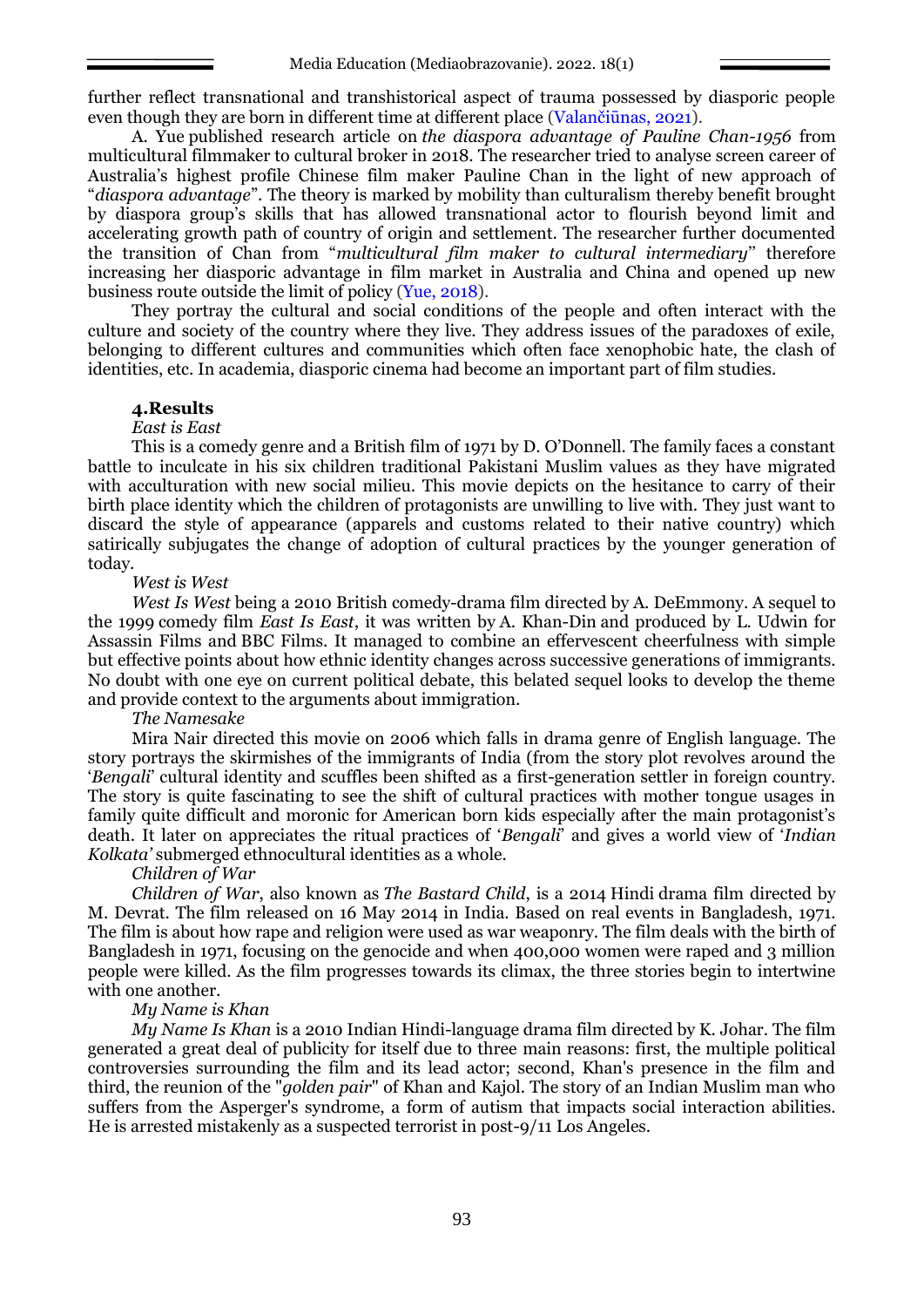further reflect transnational and transhistorical aspect of trauma possessed by diasporic people even though they are born in different time at different place (Valančiūnas, 2021).

A. Yue published research article on *the diaspora advantage of Pauline Chan-1956* from multicultural filmmaker to cultural broker in 2018. The researcher tried to analyse screen career of Australia's highest profile Chinese film maker Pauline Chan in the light of new approach of "*diaspora advantage*". The theory is marked by mobility than culturalism thereby benefit brought by diaspora group's skills that has allowed transnational actor to flourish beyond limit and accelerating growth path of country of origin and settlement. The researcher further documented the transition of Chan from "*multicultural film maker to cultural intermediary*" therefore increasing her diasporic advantage in film market in Australia and China and opened up new business route outside the limit of policy (Yue, 2018).

They portray the cultural and social conditions of the people and often interact with the culture and society of the country where they live. They address issues of the paradoxes of exile, belonging to different cultures and communities which often face xenophobic hate, the clash of identities, etc. In academia, diasporic cinema had become an important part of film studies.

## 4.Results

*East is East*

This is a comedy genre and a British film of 1971 by D. O'Donnell. The family faces a constant battle to inculcate in his six children traditional Pakistani Muslim values as they have migrated with acculturation with new social milieu. This movie depicts on the hesitance to carry of their birth place identity which the children of protagonists are unwilling to live with. They just want to discard the style of appearance (apparels and customs related to their native country) which satirically subjugates the change of adoption of cultural practices by the younger generation of today.

*West is West*

*West Is West* being a 2010 British comedy-drama film directed by A. DeEmmony. A sequel to the 1999 comedy film *East Is East*, it was written by A. Khan-Din and produced by L. Udwin for Assassin Films and BBC Films. It managed to combine an effervescent cheerfulness with simple but effective points about how ethnic identity changes across successive generations of immigrants. No doubt with one eye on current political debate, this belated sequel looks to develop the theme and provide context to the arguments about immigration.

*The Namesake*

Mira Nair directed this movie on 2006 which falls in drama genre of English language. The story portrays the skirmishes of the immigrants of India (from the story plot revolves around the '*Bengali*' cultural identity and scuffles been shifted as a first-generation settler in foreign country. The story is quite fascinating to see the shift of cultural practices with mother tongue usages in family quite difficult and moronic for American born kids especially after the main protagonist's death. It later on appreciates the ritual practices of '*Bengali*' and gives a world view of '*Indian Kolkata'* submerged ethnocultural identities as a whole.

*Children of War*

*Children of War*, also known as *The Bastard Child*, is a 2014 Hindi drama film directed by M. Devrat. The film released on 16 May 2014 in India. Based on real events in Bangladesh, 1971. The film is about how rape and religion were used as war weaponry. The film deals with the birth of Bangladesh in 1971, focusing on the genocide and when 400,000 women were raped and 3 million people were killed. As the film progresses towards its climax, the three stories begin to intertwine with one another.

*My Name is Khan*

*My Name Is Khan* is a 2010 Indian Hindi-language drama film directed by K. Johar. The film generated a great deal of publicity for itself due to three main reasons: first, the multiple political controversies surrounding the film and its lead actor; second, Khan's presence in the film and third, the reunion of the "*golden pair*" of Khan and Kajol. The story of an Indian Muslim man who suffers from the Asperger's syndrome, a form of autism that impacts social interaction abilities. He is arrested mistakenly as a suspected terrorist in post-9/11 Los Angeles.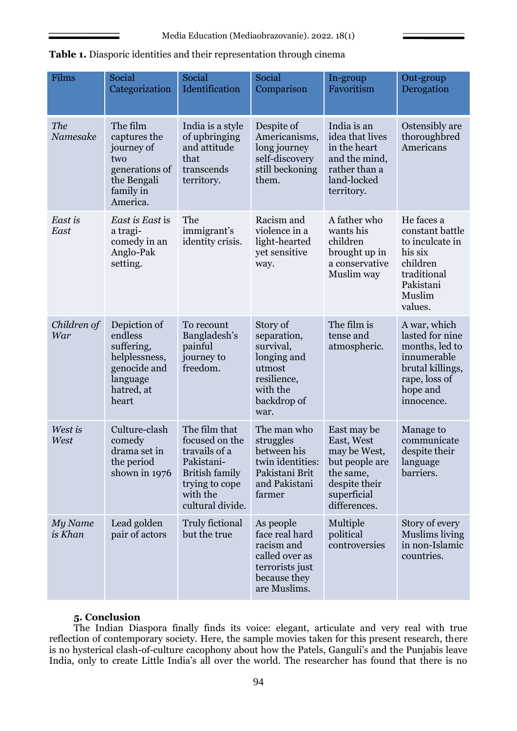**Table 1.** Diasporic identities and their representation through cinema

| Films | Social Categorization | Social Identification | Social Comparison | In-group Favoritism | Out-group Derogation |
|---|---|---|---|---|---|
| *The Namesake* | The film captures the journey of two generations of the Bengali family in America. | India is a style of upbringing and attitude that transcends territory. | Despite of Americanisms, long journey self-discovery still beckoning them. | India is an idea that lives in the heart and the mind, rather than a land-locked territory. | Ostensibly are thoroughbred Americans |
| *East is East* | *East is East* is a tragi-comedy in an Anglo-Pak setting. | The immigrant's identity crisis. | Racism and violence in a light-hearted yet sensitive way. | A father who wants his children brought up in a conservative Muslim way | He faces a constant battle to inculcate in his six children traditional Pakistani Muslim values. |
| *Children of War* | Depiction of endless suffering, helplessness, genocide and language hatred, at heart | To recount Bangladesh's painful journey to freedom. | Story of separation, survival, longing and utmost resilience, with the backdrop of war. | The film is tense and atmospheric. | A war, which lasted for nine months, led to innumerable brutal killings, rape, loss of hope and innocence. |
| *West is West* | Culture-clash comedy drama set in the period shown in 1976 | The film that focused on the travails of a Pakistani-British family trying to cope with the cultural divide. | The man who struggles between his twin identities: Pakistani Brit and Pakistani farmer | East may be East, West may be West, but people are the same, despite their superficial differences. | Manage to communicate despite their language barriers. |
| *My Name is Khan* | Lead golden pair of actors | Truly fictional but the true | As people face real hard racism and called over as terrorists just because they are Muslims. | Multiple political controversies | Story of every Muslims living in non-Islamic countries. |

## 5. Conclusion

The Indian Diaspora finally finds its voice: elegant, articulate and very real with true reflection of contemporary society. Here, the sample movies taken for this present research, there is no hysterical clash-of-culture cacophony about how the Patels, Ganguli's and the Punjabis leave India, only to create Little India's all over the world. The researcher has found that there is no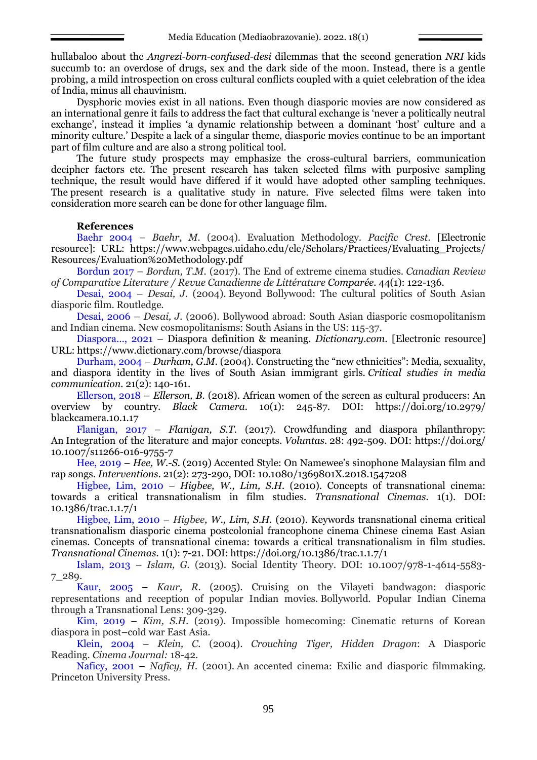hullabaloo about the *Angrezi-born-confused-desi* dilemmas that the second generation *NRI* kids succumb to: an overdose of drugs, sex and the dark side of the moon. Instead, there is a gentle probing, a mild introspection on cross cultural conflicts coupled with a quiet celebration of the idea of India, minus all chauvinism.

Dysphoric movies exist in all nations. Even though diasporic movies are now considered as an international genre it fails to address the fact that cultural exchange is 'never a politically neutral exchange', instead it implies 'a dynamic relationship between a dominant 'host' culture and a minority culture.' Despite a lack of a singular theme, diasporic movies continue to be an important part of film culture and are also a strong political tool.

The future study prospects may emphasize the cross-cultural barriers, communication decipher factors etc. The present research has taken selected films with purposive sampling technique, the result would have differed if it would have adopted other sampling techniques. The present research is a qualitative study in nature. Five selected films were taken into consideration more search can be done for other language film.

**References**

Baehr 2004 – *Baehr, M.* (2004). Evaluation Methodology. *Pacific Crest*. [Electronic resource]: URL: https://www.webpages.uidaho.edu/ele/Scholars/Practices/Evaluating_Projects/Resources/Evaluation%20Methodology.pdf

Bordun 2017 – *Bordun, T.M.* (2017). The End of extreme cinema studies. *Canadian Review of Comparative Literature / Revue Canadienne de Littérature Comparée*. 44(1): 122-136.

Desai, 2004 – *Desai, J.* (2004). Beyond Bollywood: The cultural politics of South Asian diasporic film. Routledge.

Desai, 2006 – *Desai, J.* (2006). Bollywood abroad: South Asian diasporic cosmopolitanism and Indian cinema. New cosmopolitanisms: South Asians in the US: 115-37.

Diaspora..., 2021 – Diaspora definition & meaning. *Dictionary.com*. [Electronic resource] URL: https://www.dictionary.com/browse/diaspora

Durham, 2004 – *Durham, G.M.* (2004). Constructing the "new ethnicities": Media, sexuality, and diaspora identity in the lives of South Asian immigrant girls. *Critical studies in media communication*. 21(2): 140-161.

Ellerson, 2018 – *Ellerson, B.* (2018). African women of the screen as cultural producers: An overview by country. *Black Camera*. 10(1): 245-87. DOI: https://doi.org/10.2979/blackcamera.10.1.17

Flanigan, 2017 – *Flanigan, S.T.* (2017). Crowdfunding and diaspora philanthropy: An Integration of the literature and major concepts. *Voluntas*. 28: 492-509. DOI: https://doi.org/10.1007/s11266-016-9755-7

Hee, 2019 – *Hee, W.-S.* (2019) Accented Style: On Namewee's sinophone Malaysian film and rap songs. *Interventions*. 21(2): 273-290, DOI: 10.1080/1369801X.2018.1547208

Higbee, Lim, 2010 – *Higbee, W., Lim, S.H.* (2010). Concepts of transnational cinema: towards a critical transnationalism in film studies. *Transnational Cinemas*. 1(1). DOI: 10.1386/trac.1.1.7/1

Higbee, Lim, 2010 – *Higbee, W., Lim, S.H.* (2010). Keywords transnational cinema critical transnationalism diasporic cinema postcolonial francophone cinema Chinese cinema East Asian cinemas. Concepts of transnational cinema: towards a critical transnationalism in film studies. *Transnational Cinemas*. 1(1): 7-21. DOI: https://doi.org/10.1386/trac.1.1.7/1

Islam, 2013 – *Islam, G.* (2013). Social Identity Theory. DOI: 10.1007/978-1-4614-5583-7_289.

Kaur, 2005 – *Kaur, R.* (2005). Cruising on the Vilayeti bandwagon: diasporic representations and reception of popular Indian movies. Bollyworld. Popular Indian Cinema through a Transnational Lens: 309-329.

Kim, 2019 – *Kim, S.H.* (2019). Impossible homecoming: Cinematic returns of Korean diaspora in post–cold war East Asia.

Klein, 2004 – *Klein, C.* (2004). *Crouching Tiger, Hidden Dragon*: A Diasporic Reading. *Cinema Journal:* 18-42.

Naficy, 2001 – *Naficy, H.* (2001). An accented cinema: Exilic and diasporic filmmaking. Princeton University Press.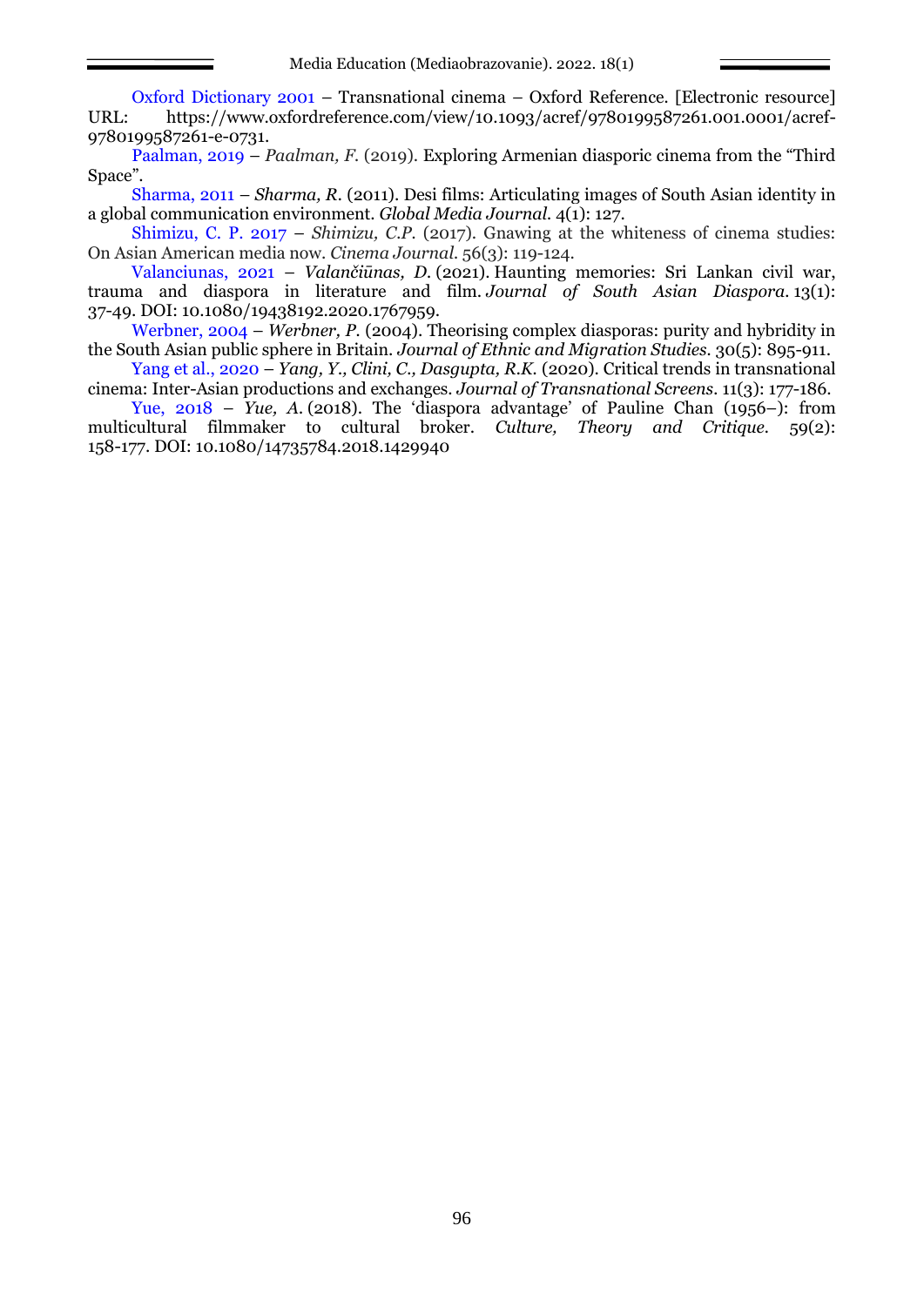Oxford Dictionary 2001 – Transnational cinema – Oxford Reference. [Electronic resource] URL: https://www.oxfordreference.com/view/10.1093/acref/9780199587261.001.0001/acref-9780199587261-e-0731.

Paalman, 2019 – *Paalman, F.* (2019). Exploring Armenian diasporic cinema from the "Third Space".

Sharma, 2011 – *Sharma, R.* (2011). Desi films: Articulating images of South Asian identity in a global communication environment. *Global Media Journal*. 4(1): 127.

Shimizu, C. P. 2017 – *Shimizu, C.P.* (2017). Gnawing at the whiteness of cinema studies: On Asian American media now. *Cinema Journal*. 56(3): 119-124.

Valanciunas, 2021 – *Valančiūnas, D.* (2021). Haunting memories: Sri Lankan civil war, trauma and diaspora in literature and film. *Journal of South Asian Diaspora*. 13(1): 37-49. DOI: 10.1080/19438192.2020.1767959.

Werbner, 2004 – *Werbner, P.* (2004). Theorising complex diasporas: purity and hybridity in the South Asian public sphere in Britain. *Journal of Ethnic and Migration Studies*. 30(5): 895-911.

Yang et al., 2020 – *Yang, Y., Clini, C., Dasgupta, R.K.* (2020). Critical trends in transnational cinema: Inter-Asian productions and exchanges. *Journal of Transnational Screens*. 11(3): 177-186.

Yue, 2018 – *Yue, A.* (2018). The 'diaspora advantage' of Pauline Chan (1956–): from multicultural filmmaker to cultural broker. *Culture, Theory and Critique*. 59(2): 158-177. DOI: 10.1080/14735784.2018.1429940